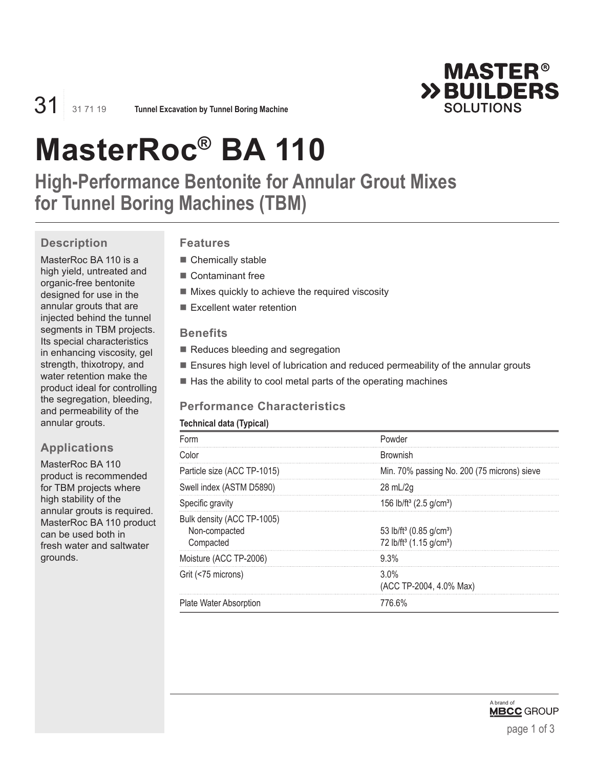31 | 31 71 19 | **Tunnel Excavation by Tunnel Boring Machine**

# MasterRoc® BA 110

## High-Performance Bentonite for Annular Grout Mixes for Tunnel Boring Machines (TBM)

### Description

MasterRoc BA 110 is a high yield, untreated and organic-free bentonite designed for use in the annular grouts that are injected behind the tunnel segments in TBM projects. Its special characteristics in enhancing viscosity, gel strength, thixotropy, and water retention make the product ideal for controlling the segregation, bleeding, and permeability of the annular grouts.

### Applications

MasterRoc BA 110 product is recommended for TBM projects where high stability of the annular grouts is required. MasterRoc BA 110 product can be used both in fresh water and saltwater grounds.

### Features

- Chemically stable
- Contaminant free
- Mixes quickly to achieve the required viscosity
- Excellent water retention

### Benefits

- Reduces bleeding and segregation
- Ensures high level of lubrication and reduced permeability of the annular grouts
- Has the ability to cool metal parts of the operating machines

### Performance Characteristics

**Technical data (Typical)**

| | |
|---|---|
| Form | Powder |
| Color | Brownish |
| Particle size (ACC TP-1015) | Min. 70% passing No. 200 (75 microns) sieve |
| Swell index (ASTM D5890) | 28 mL/2g |
| Specific gravity | 156 lb/ft³ (2.5 g/cm³) |
| Bulk density (ACC TP-1005) | |
| Non-compacted | 53 lb/ft³ (0.85 g/cm³) |
| Compacted | 72 lb/ft³ (1.15 g/cm³) |
| Moisture (ACC TP-2006) | 9.3% |
| Grit (<75 microns) | 3.0% (ACC TP-2004, 4.0% Max) |
| Plate Water Absorption | 776.6% |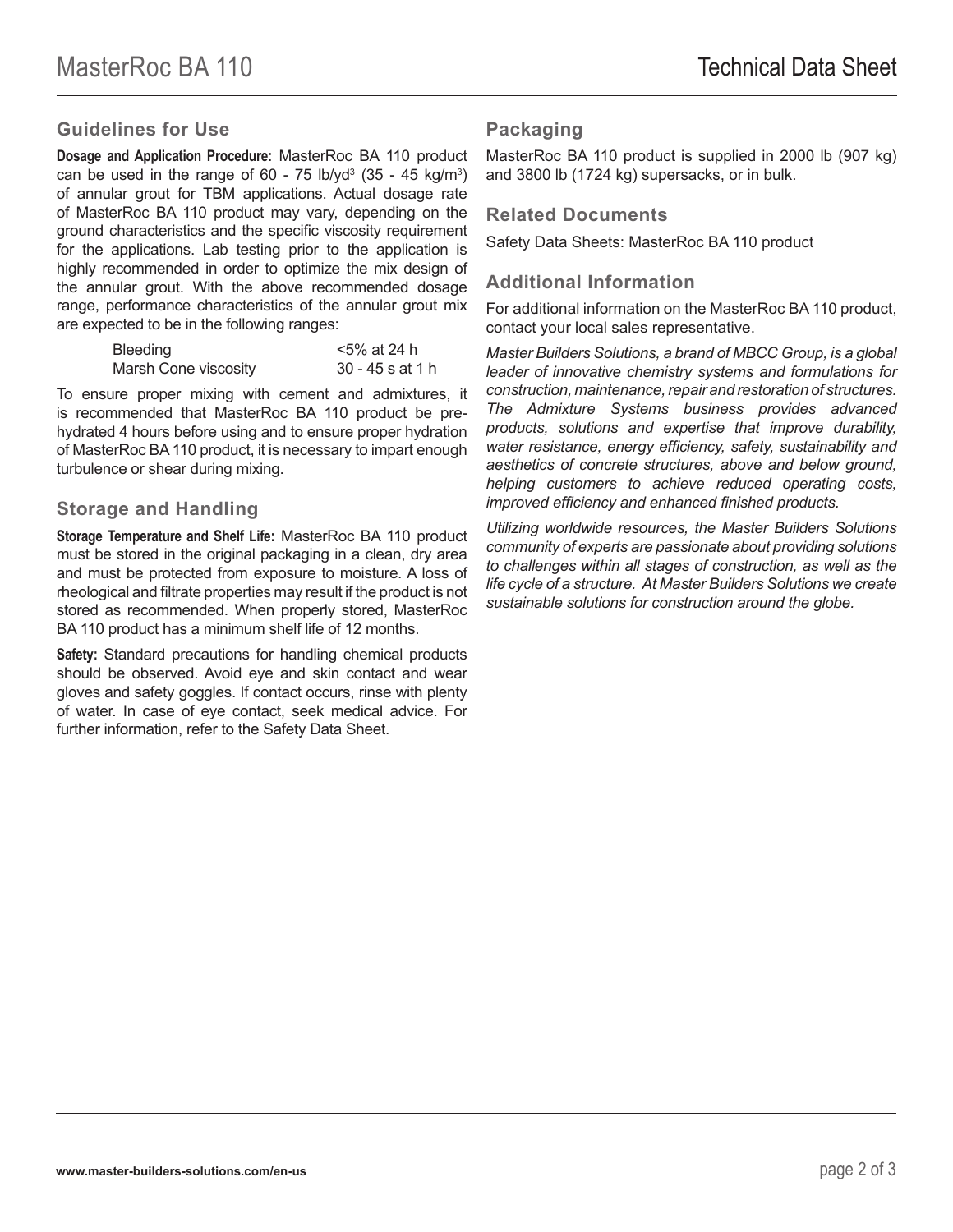## Guidelines for Use

**Dosage and Application Procedure:** MasterRoc BA 110 product can be used in the range of 60 - 75 lb/yd$^3$ (35 - 45 kg/m$^3$) of annular grout for TBM applications. Actual dosage rate of MasterRoc BA 110 product may vary, depending on the ground characteristics and the specific viscosity requirement for the applications. Lab testing prior to the application is highly recommended in order to optimize the mix design of the annular grout. With the above recommended dosage range, performance characteristics of the annular grout mix are expected to be in the following ranges:

| | |
|---|---|
| Bleeding | <5% at 24 h |
| Marsh Cone viscosity | 30 - 45 s at 1 h |

To ensure proper mixing with cement and admixtures, it is recommended that MasterRoc BA 110 product be pre-hydrated 4 hours before using and to ensure proper hydration of MasterRoc BA 110 product, it is necessary to impart enough turbulence or shear during mixing.

## Storage and Handling

**Storage Temperature and Shelf Life:** MasterRoc BA 110 product must be stored in the original packaging in a clean, dry area and must be protected from exposure to moisture. A loss of rheological and filtrate properties may result if the product is not stored as recommended. When properly stored, MasterRoc BA 110 product has a minimum shelf life of 12 months.

**Safety:** Standard precautions for handling chemical products should be observed. Avoid eye and skin contact and wear gloves and safety goggles. If contact occurs, rinse with plenty of water. In case of eye contact, seek medical advice. For further information, refer to the Safety Data Sheet.

## Packaging

MasterRoc BA 110 product is supplied in 2000 lb (907 kg) and 3800 lb (1724 kg) supersacks, or in bulk.

## Related Documents

Safety Data Sheets: MasterRoc BA 110 product

## Additional Information

For additional information on the MasterRoc BA 110 product, contact your local sales representative.

*Master Builders Solutions, a brand of MBCC Group, is a global leader of innovative chemistry systems and formulations for construction, maintenance, repair and restoration of structures. The Admixture Systems business provides advanced products, solutions and expertise that improve durability, water resistance, energy efficiency, safety, sustainability and aesthetics of concrete structures, above and below ground, helping customers to achieve reduced operating costs, improved efficiency and enhanced finished products.*

*Utilizing worldwide resources, the Master Builders Solutions community of experts are passionate about providing solutions to challenges within all stages of construction, as well as the life cycle of a structure. At Master Builders Solutions we create sustainable solutions for construction around the globe.*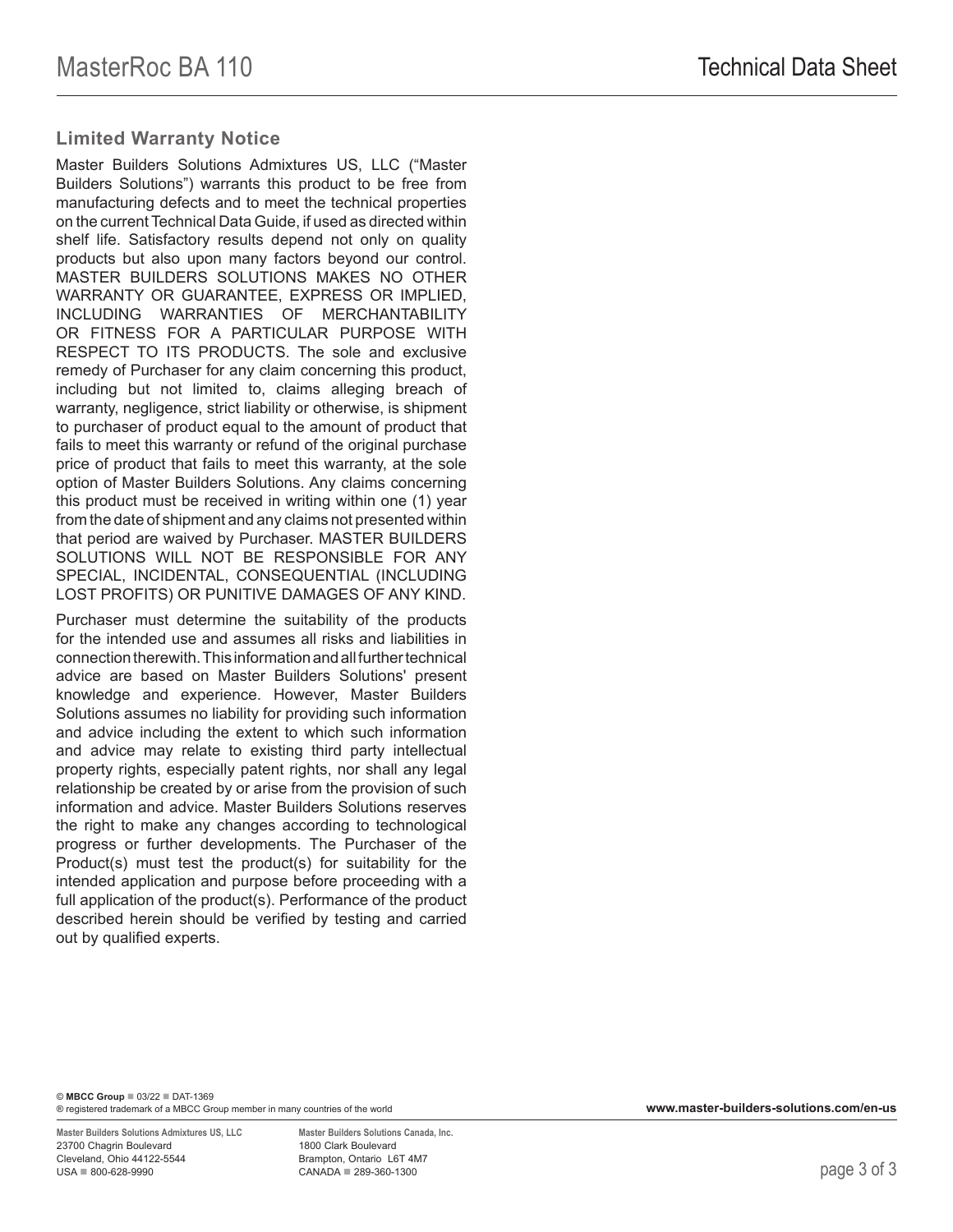## Limited Warranty Notice

Master Builders Solutions Admixtures US, LLC ("Master Builders Solutions") warrants this product to be free from manufacturing defects and to meet the technical properties on the current Technical Data Guide, if used as directed within shelf life. Satisfactory results depend not only on quality products but also upon many factors beyond our control. MASTER BUILDERS SOLUTIONS MAKES NO OTHER WARRANTY OR GUARANTEE, EXPRESS OR IMPLIED, INCLUDING WARRANTIES OF MERCHANTABILITY OR FITNESS FOR A PARTICULAR PURPOSE WITH RESPECT TO ITS PRODUCTS. The sole and exclusive remedy of Purchaser for any claim concerning this product, including but not limited to, claims alleging breach of warranty, negligence, strict liability or otherwise, is shipment to purchaser of product equal to the amount of product that fails to meet this warranty or refund of the original purchase price of product that fails to meet this warranty, at the sole option of Master Builders Solutions. Any claims concerning this product must be received in writing within one (1) year from the date of shipment and any claims not presented within that period are waived by Purchaser. MASTER BUILDERS SOLUTIONS WILL NOT BE RESPONSIBLE FOR ANY SPECIAL, INCIDENTAL, CONSEQUENTIAL (INCLUDING LOST PROFITS) OR PUNITIVE DAMAGES OF ANY KIND.

Purchaser must determine the suitability of the products for the intended use and assumes all risks and liabilities in connection therewith. This information and all further technical advice are based on Master Builders Solutions' present knowledge and experience. However, Master Builders Solutions assumes no liability for providing such information and advice including the extent to which such information and advice may relate to existing third party intellectual property rights, especially patent rights, nor shall any legal relationship be created by or arise from the provision of such information and advice. Master Builders Solutions reserves the right to make any changes according to technological progress or further developments. The Purchaser of the Product(s) must test the product(s) for suitability for the intended application and purpose before proceeding with a full application of the product(s). Performance of the product described herein should be verified by testing and carried out by qualified experts.

© **MBCC Group** ■ 03/22 ■ DAT-1369
® registered trademark of a MBCC Group member in many countries of the world

**www.master-builders-solutions.com/en-us**

**Master Builders Solutions Admixtures US, LLC**
23700 Chagrin Boulevard
Cleveland, Ohio 44122-5544
USA ■ 800-628-9990

**Master Builders Solutions Canada, Inc.**
1800 Clark Boulevard
Brampton, Ontario L6T 4M7
CANADA ■ 289-360-1300